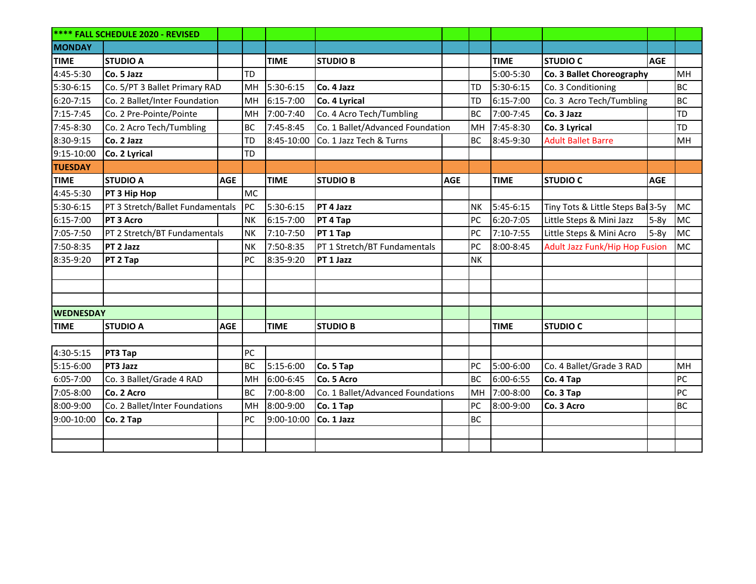| **\*\*\*\* FALL SCHEDULE 2020 - REVISED** | | | | | | | | | | | |
|---|---|---|---|---|---|---|---|---|---|---|---|
| **MONDAY** | | | | | | | | | | | |
| **TIME** | **STUDIO A** | | | **TIME** | **STUDIO B** | | | **TIME** | **STUDIO C** | **AGE** | |
| 4:45-5:30 | **Co. 5 Jazz** | | TD | | | | | 5:00-5:30 | **Co. 3 Ballet Choreography** | | MH |
| 5:30-6:15 | Co. 5/PT 3 Ballet Primary RAD | | MH | 5:30-6:15 | **Co. 4 Jazz** | | TD | 5:30-6:15 | Co. 3 Conditioning | | BC |
| 6:20-7:15 | Co. 2 Ballet/Inter Foundation | | MH | 6:15-7:00 | **Co. 4 Lyrical** | | TD | 6:15-7:00 | Co. 3 Acro Tech/Tumbling | | BC |
| 7:15-7:45 | Co. 2 Pre-Pointe/Pointe | | MH | 7:00-7:40 | Co. 4 Acro Tech/Tumbling | | BC | 7:00-7:45 | **Co. 3 Jazz** | | TD |
| 7:45-8:30 | Co. 2 Acro Tech/Tumbling | | BC | 7:45-8:45 | Co. 1 Ballet/Advanced Foundation | | MH | 7:45-8:30 | **Co. 3 Lyrical** | | TD |
| 8:30-9:15 | **Co. 2 Jazz** | | TD | 8:45-10:00 | Co. 1 Jazz Tech & Turns | | BC | 8:45-9:30 | Adult Ballet Barre | | MH |
| 9:15-10:00 | **Co. 2 Lyrical** | | TD | | | | | | | | |
| **TUESDAY** | | | | | | | | | | | |
| **TIME** | **STUDIO A** | **AGE** | | **TIME** | **STUDIO B** | **AGE** | | **TIME** | **STUDIO C** | **AGE** | |
| 4:45-5:30 | **PT 3 Hip Hop** | | MC | | | | | | | | |
| 5:30-6:15 | PT 3 Stretch/Ballet Fundamentals | | PC | 5:30-6:15 | **PT 4 Jazz** | | NK | 5:45-6:15 | Tiny Tots & Little Steps Bal | 3-5y | MC |
| 6:15-7:00 | **PT 3 Acro** | | NK | 6:15-7:00 | **PT 4 Tap** | | PC | 6:20-7:05 | Little Steps & Mini Jazz | 5-8y | MC |
| 7:05-7:50 | PT 2 Stretch/BT Fundamentals | | NK | 7:10-7:50 | **PT 1 Tap** | | PC | 7:10-7:55 | Little Steps & Mini Acro | 5-8y | MC |
| 7:50-8:35 | **PT 2 Jazz** | | NK | 7:50-8:35 | PT 1 Stretch/BT Fundamentals | | PC | 8:00-8:45 | Adult Jazz Funk/Hip Hop Fusion | | MC |
| 8:35-9:20 | **PT 2 Tap** | | PC | 8:35-9:20 | **PT 1 Jazz** | | NK | | | | |
| | | | | | | | | | | | |
| | | | | | | | | | | | |
| | | | | | | | | | | | |
| **WEDNESDAY** | | | | | | | | | | | |
| **TIME** | **STUDIO A** | **AGE** | | **TIME** | **STUDIO B** | | | **TIME** | **STUDIO C** | | |
| | | | | | | | | | | | |
| 4:30-5:15 | **PT3 Tap** | | PC | | | | | | | | |
| 5:15-6:00 | **PT3 Jazz** | | BC | 5:15-6:00 | **Co. 5 Tap** | | PC | 5:00-6:00 | Co. 4 Ballet/Grade 3 RAD | | MH |
| 6:05-7:00 | Co. 3 Ballet/Grade 4 RAD | | MH | 6:00-6:45 | **Co. 5 Acro** | | BC | 6:00-6:55 | **Co. 4 Tap** | | PC |
| 7:05-8:00 | **Co. 2 Acro** | | BC | 7:00-8:00 | Co. 1 Ballet/Advanced Foundations | | MH | 7:00-8:00 | **Co. 3 Tap** | | PC |
| 8:00-9:00 | Co. 2 Ballet/Inter Foundations | | MH | 8:00-9:00 | **Co. 1 Tap** | | PC | 8:00-9:00 | **Co. 3 Acro** | | BC |
| 9:00-10:00 | **Co. 2 Tap** | | PC | 9:00-10:00 | **Co. 1 Jazz** | | BC | | | | |
| | | | | | | | | | | | |
| | | | | | | | | | | | |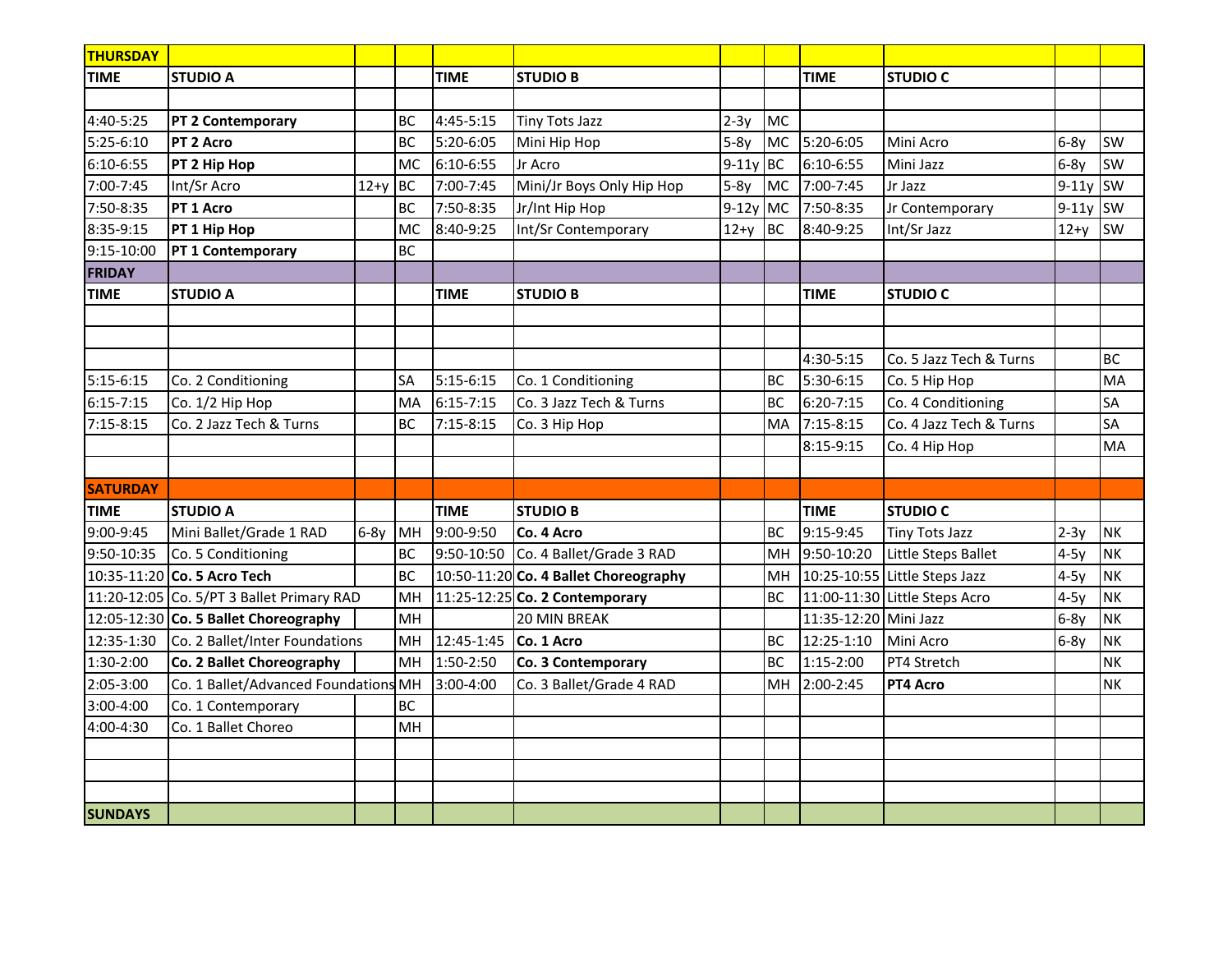| | | | | | | | | | | | |
|---|---|---|---|---|---|---|---|---|---|---|---|
| **THURSDAY** | | | | | | | | | | | |
| **TIME** | **STUDIO A** | | | **TIME** | **STUDIO B** | | | **TIME** | **STUDIO C** | | |
| | | | | | | | | | | | |
| 4:40-5:25 | **PT 2 Contemporary** | | BC | 4:45-5:15 | Tiny Tots Jazz | 2-3y | MC | | | | |
| 5:25-6:10 | **PT 2 Acro** | | BC | 5:20-6:05 | Mini Hip Hop | 5-8y | MC | 5:20-6:05 | Mini Acro | 6-8y | SW |
| 6:10-6:55 | **PT 2 Hip Hop** | | MC | 6:10-6:55 | Jr Acro | 9-11y | BC | 6:10-6:55 | Mini Jazz | 6-8y | SW |
| 7:00-7:45 | Int/Sr Acro | 12+y | BC | 7:00-7:45 | Mini/Jr Boys Only Hip Hop | 5-8y | MC | 7:00-7:45 | Jr Jazz | 9-11y | SW |
| 7:50-8:35 | **PT 1 Acro** | | BC | 7:50-8:35 | Jr/Int Hip Hop | 9-12y | MC | 7:50-8:35 | Jr Contemporary | 9-11y | SW |
| 8:35-9:15 | **PT 1 Hip Hop** | | MC | 8:40-9:25 | Int/Sr Contemporary | 12+y | BC | 8:40-9:25 | Int/Sr Jazz | 12+y | SW |
| 9:15-10:00 | **PT 1 Contemporary** | | BC | | | | | | | | |
| **FRIDAY** | | | | | | | | | | | |
| **TIME** | **STUDIO A** | | | **TIME** | **STUDIO B** | | | **TIME** | **STUDIO C** | | |
| | | | | | | | | | | | |
| | | | | | | | | | | | |
| | | | | | | | | 4:30-5:15 | Co. 5 Jazz Tech & Turns | | BC |
| 5:15-6:15 | Co. 2 Conditioning | | SA | 5:15-6:15 | Co. 1 Conditioning | | BC | 5:30-6:15 | Co. 5 Hip Hop | | MA |
| 6:15-7:15 | Co. 1/2 Hip Hop | | MA | 6:15-7:15 | Co. 3 Jazz Tech & Turns | | BC | 6:20-7:15 | Co. 4 Conditioning | | SA |
| 7:15-8:15 | Co. 2 Jazz Tech & Turns | | BC | 7:15-8:15 | Co. 3 Hip Hop | | MA | 7:15-8:15 | Co. 4 Jazz Tech & Turns | | SA |
| | | | | | | | | 8:15-9:15 | Co. 4 Hip Hop | | MA |
| | | | | | | | | | | | |
| **SATURDAY** | | | | | | | | | | | |
| **TIME** | **STUDIO A** | | | **TIME** | **STUDIO B** | | | **TIME** | **STUDIO C** | | |
| 9:00-9:45 | Mini Ballet/Grade 1 RAD | 6-8y | MH | 9:00-9:50 | **Co. 4 Acro** | | BC | 9:15-9:45 | Tiny Tots Jazz | 2-3y | NK |
| 9:50-10:35 | Co. 5 Conditioning | | BC | 9:50-10:50 | Co. 4 Ballet/Grade 3 RAD | | MH | 9:50-10:20 | Little Steps Ballet | 4-5y | NK |
| 10:35-11:20 | **Co. 5 Acro Tech** | | BC | 10:50-11:20 | **Co. 4 Ballet Choreography** | | MH | 10:25-10:55 | Little Steps Jazz | 4-5y | NK |
| 11:20-12:05 | Co. 5/PT 3 Ballet Primary RAD | | MH | 11:25-12:25 | **Co. 2 Contemporary** | | BC | 11:00-11:30 | Little Steps Acro | 4-5y | NK |
| 12:05-12:30 | **Co. 5 Ballet Choreography** | | MH | | 20 MIN BREAK | | | 11:35-12:20 | Mini Jazz | 6-8y | NK |
| 12:35-1:30 | Co. 2 Ballet/Inter Foundations | | MH | 12:45-1:45 | **Co. 1 Acro** | | BC | 12:25-1:10 | Mini Acro | 6-8y | NK |
| 1:30-2:00 | **Co. 2 Ballet Choreography** | | MH | 1:50-2:50 | **Co. 3 Contemporary** | | BC | 1:15-2:00 | PT4 Stretch | | NK |
| 2:05-3:00 | Co. 1 Ballet/Advanced Foundations | | MH | 3:00-4:00 | Co. 3 Ballet/Grade 4 RAD | | MH | 2:00-2:45 | **PT4 Acro** | | NK |
| 3:00-4:00 | Co. 1 Contemporary | | BC | | | | | | | | |
| 4:00-4:30 | Co. 1 Ballet Choreo | | MH | | | | | | | | |
| | | | | | | | | | | | |
| | | | | | | | | | | | |
| | | | | | | | | | | | |
| **SUNDAYS** | | | | | | | | | | | |